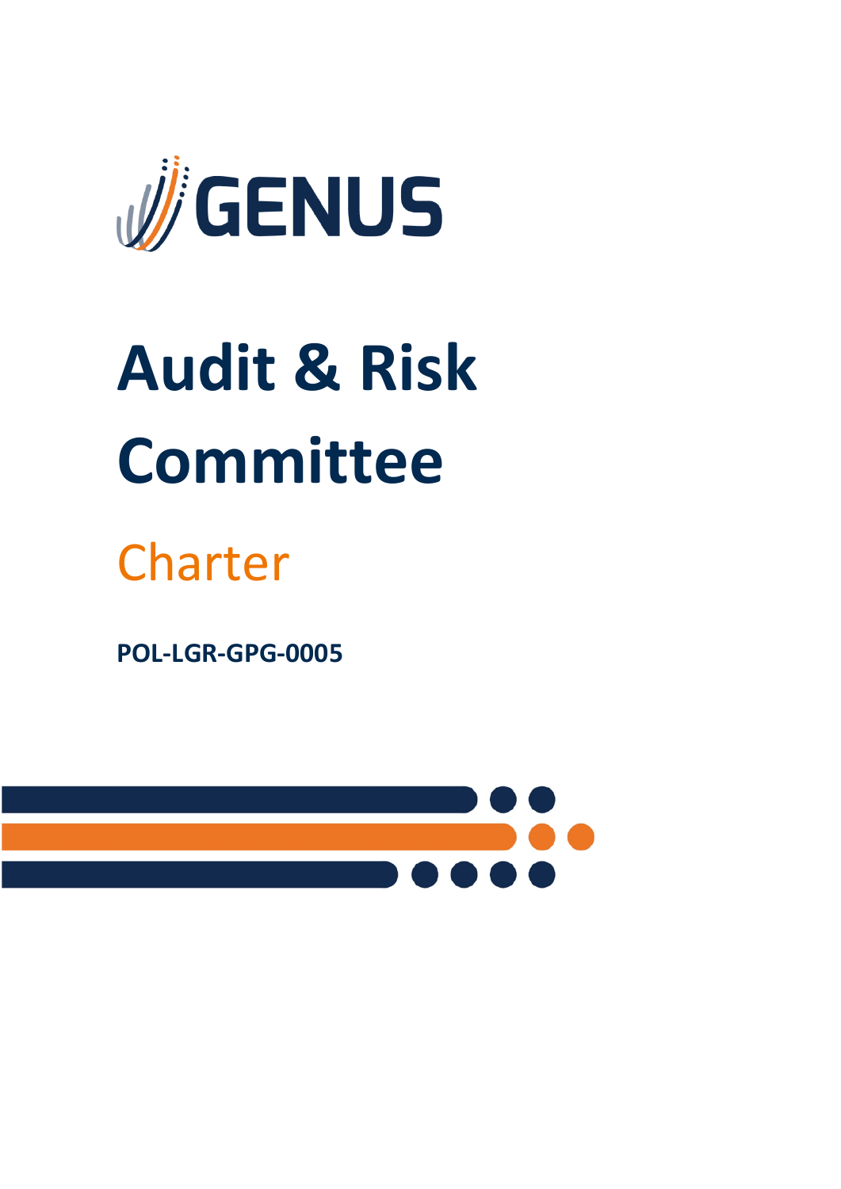GENUS

# Audit & Risk Committee

## Charter

**POL-LGR-GPG-0005**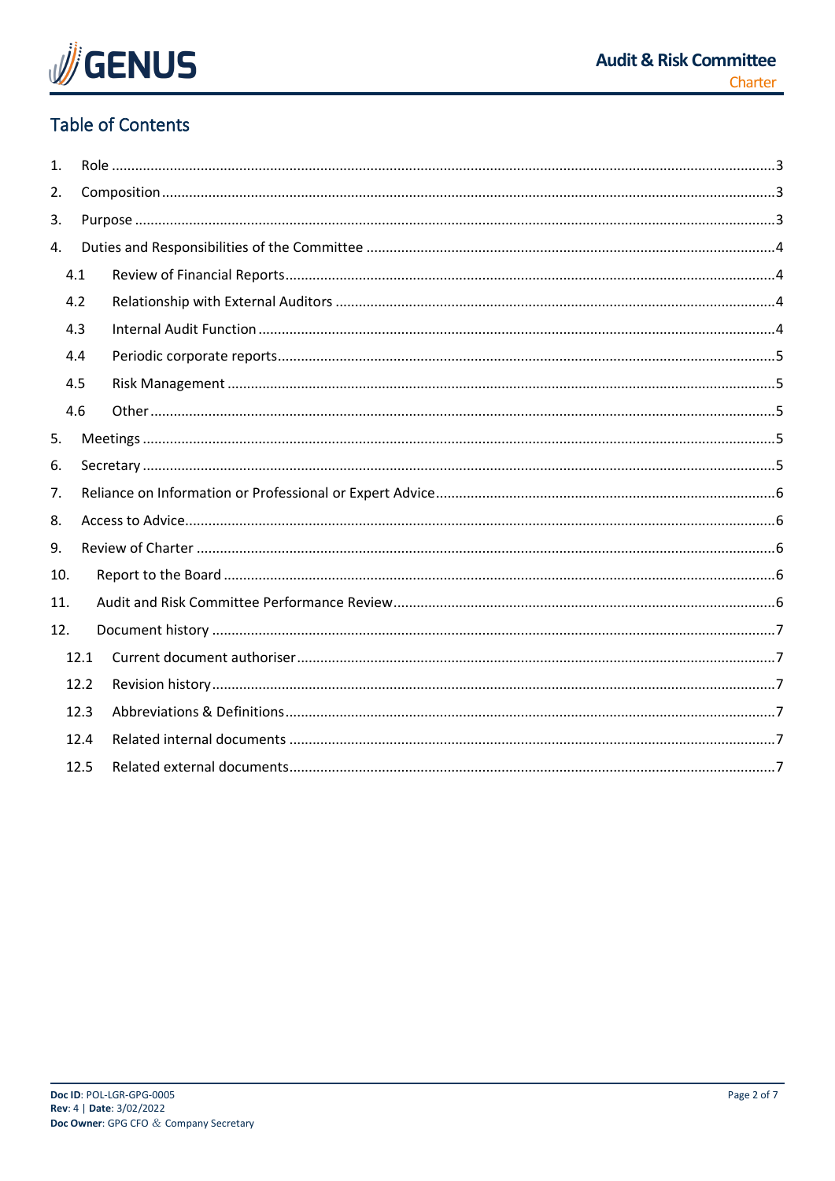## Table of Contents

1. Role ....................................................................................................................................3
2. Composition ..........................................................................................................................3
3. Purpose ................................................................................................................................3
4. Duties and Responsibilities of the Committee .......................................................................4
   - 4.1 Review of Financial Reports ..........................................................................................4
   - 4.2 Relationship with External Auditors ..............................................................................4
   - 4.3 Internal Audit Function ..................................................................................................4
   - 4.4 Periodic corporate reports .............................................................................................5
   - 4.5 Risk Management ..........................................................................................................5
   - 4.6 Other ..............................................................................................................................5
5. Meetings ...............................................................................................................................5
6. Secretary ...............................................................................................................................5
7. Reliance on Information or Professional or Expert Advice .....................................................6
8. Access to Advice ....................................................................................................................6
9. Review of Charter ..................................................................................................................6
10. Report to the Board .............................................................................................................6
11. Audit and Risk Committee Performance Review ..................................................................6
12. Document history ................................................................................................................7
    - 12.1 Current document authoriser .......................................................................................7
    - 12.2 Revision history .............................................................................................................7
    - 12.3 Abbreviations & Definitions ...........................................................................................7
    - 12.4 Related internal documents ..........................................................................................7
    - 12.5 Related external documents ..........................................................................................7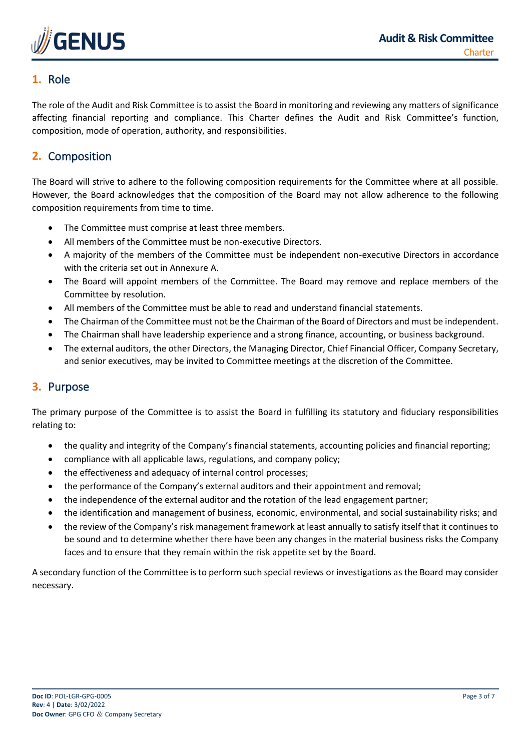## 1. Role

The role of the Audit and Risk Committee is to assist the Board in monitoring and reviewing any matters of significance affecting financial reporting and compliance. This Charter defines the Audit and Risk Committee's function, composition, mode of operation, authority, and responsibilities.

## 2. Composition

The Board will strive to adhere to the following composition requirements for the Committee where at all possible. However, the Board acknowledges that the composition of the Board may not allow adherence to the following composition requirements from time to time.

- The Committee must comprise at least three members.
- All members of the Committee must be non-executive Directors.
- A majority of the members of the Committee must be independent non-executive Directors in accordance with the criteria set out in Annexure A.
- The Board will appoint members of the Committee. The Board may remove and replace members of the Committee by resolution.
- All members of the Committee must be able to read and understand financial statements.
- The Chairman of the Committee must not be the Chairman of the Board of Directors and must be independent.
- The Chairman shall have leadership experience and a strong finance, accounting, or business background.
- The external auditors, the other Directors, the Managing Director, Chief Financial Officer, Company Secretary, and senior executives, may be invited to Committee meetings at the discretion of the Committee.

## 3. Purpose

The primary purpose of the Committee is to assist the Board in fulfilling its statutory and fiduciary responsibilities relating to:

- the quality and integrity of the Company's financial statements, accounting policies and financial reporting;
- compliance with all applicable laws, regulations, and company policy;
- the effectiveness and adequacy of internal control processes;
- the performance of the Company's external auditors and their appointment and removal;
- the independence of the external auditor and the rotation of the lead engagement partner;
- the identification and management of business, economic, environmental, and social sustainability risks; and
- the review of the Company's risk management framework at least annually to satisfy itself that it continues to be sound and to determine whether there have been any changes in the material business risks the Company faces and to ensure that they remain within the risk appetite set by the Board.

A secondary function of the Committee is to perform such special reviews or investigations as the Board may consider necessary.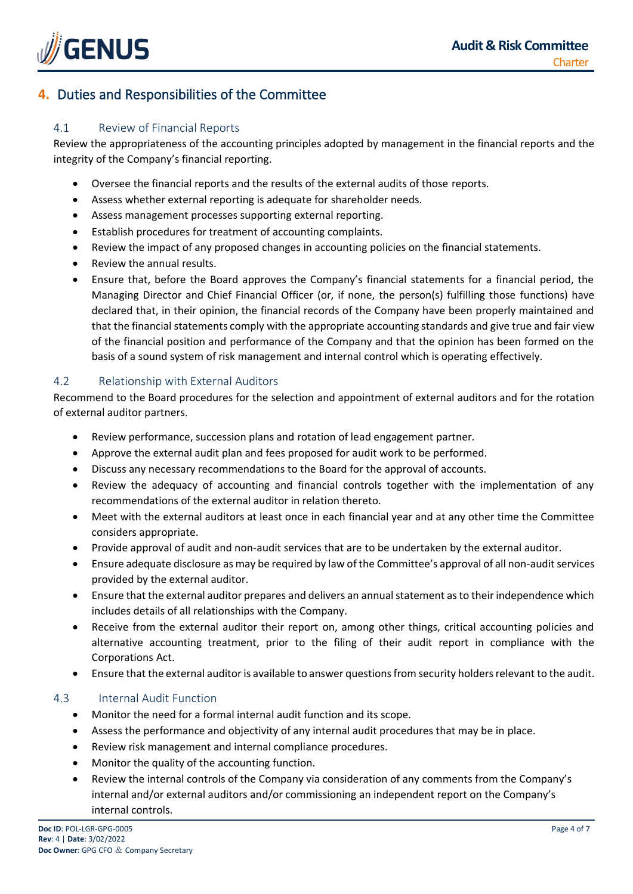## 4. Duties and Responsibilities of the Committee

### 4.1 Review of Financial Reports

Review the appropriateness of the accounting principles adopted by management in the financial reports and the integrity of the Company's financial reporting.

- Oversee the financial reports and the results of the external audits of those reports.
- Assess whether external reporting is adequate for shareholder needs.
- Assess management processes supporting external reporting.
- Establish procedures for treatment of accounting complaints.
- Review the impact of any proposed changes in accounting policies on the financial statements.
- Review the annual results.
- Ensure that, before the Board approves the Company's financial statements for a financial period, the Managing Director and Chief Financial Officer (or, if none, the person(s) fulfilling those functions) have declared that, in their opinion, the financial records of the Company have been properly maintained and that the financial statements comply with the appropriate accounting standards and give true and fair view of the financial position and performance of the Company and that the opinion has been formed on the basis of a sound system of risk management and internal control which is operating effectively.

### 4.2 Relationship with External Auditors

Recommend to the Board procedures for the selection and appointment of external auditors and for the rotation of external auditor partners.

- Review performance, succession plans and rotation of lead engagement partner.
- Approve the external audit plan and fees proposed for audit work to be performed.
- Discuss any necessary recommendations to the Board for the approval of accounts.
- Review the adequacy of accounting and financial controls together with the implementation of any recommendations of the external auditor in relation thereto.
- Meet with the external auditors at least once in each financial year and at any other time the Committee considers appropriate.
- Provide approval of audit and non-audit services that are to be undertaken by the external auditor.
- Ensure adequate disclosure as may be required by law of the Committee's approval of all non-audit services provided by the external auditor.
- Ensure that the external auditor prepares and delivers an annual statement as to their independence which includes details of all relationships with the Company.
- Receive from the external auditor their report on, among other things, critical accounting policies and alternative accounting treatment, prior to the filing of their audit report in compliance with the Corporations Act.
- Ensure that the external auditor is available to answer questions from security holders relevant to the audit.

### 4.3 Internal Audit Function

- Monitor the need for a formal internal audit function and its scope.
- Assess the performance and objectivity of any internal audit procedures that may be in place.
- Review risk management and internal compliance procedures.
- Monitor the quality of the accounting function.
- Review the internal controls of the Company via consideration of any comments from the Company's internal and/or external auditors and/or commissioning an independent report on the Company's internal controls.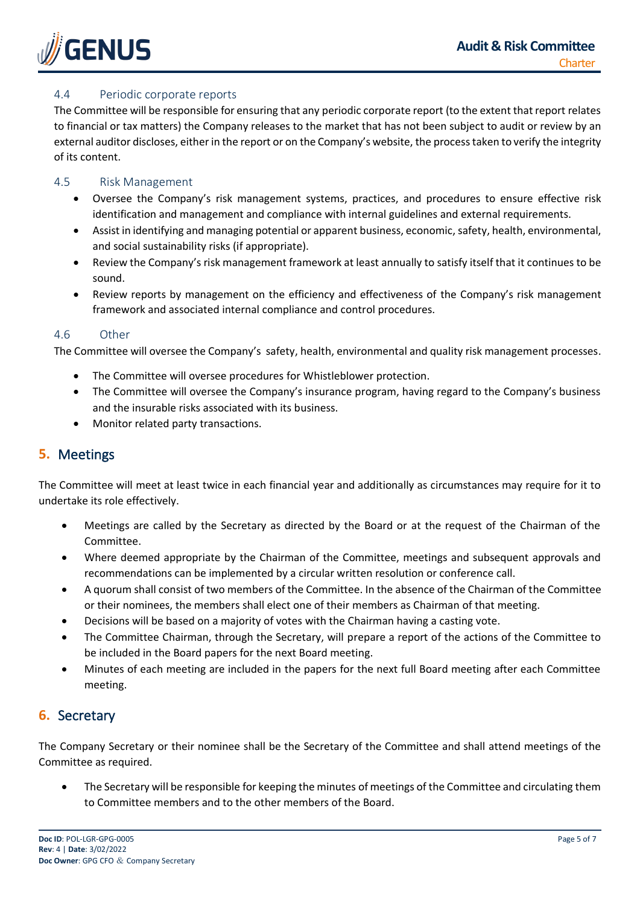### 4.4 Periodic corporate reports

The Committee will be responsible for ensuring that any periodic corporate report (to the extent that report relates to financial or tax matters) the Company releases to the market that has not been subject to audit or review by an external auditor discloses, either in the report or on the Company's website, the process taken to verify the integrity of its content.

### 4.5 Risk Management

- Oversee the Company's risk management systems, practices, and procedures to ensure effective risk identification and management and compliance with internal guidelines and external requirements.
- Assist in identifying and managing potential or apparent business, economic, safety, health, environmental, and social sustainability risks (if appropriate).
- Review the Company's risk management framework at least annually to satisfy itself that it continues to be sound.
- Review reports by management on the efficiency and effectiveness of the Company's risk management framework and associated internal compliance and control procedures.

### 4.6 Other

The Committee will oversee the Company's safety, health, environmental and quality risk management processes.

- The Committee will oversee procedures for Whistleblower protection.
- The Committee will oversee the Company's insurance program, having regard to the Company's business and the insurable risks associated with its business.
- Monitor related party transactions.

## 5. Meetings

The Committee will meet at least twice in each financial year and additionally as circumstances may require for it to undertake its role effectively.

- Meetings are called by the Secretary as directed by the Board or at the request of the Chairman of the Committee.
- Where deemed appropriate by the Chairman of the Committee, meetings and subsequent approvals and recommendations can be implemented by a circular written resolution or conference call.
- A quorum shall consist of two members of the Committee. In the absence of the Chairman of the Committee or their nominees, the members shall elect one of their members as Chairman of that meeting.
- Decisions will be based on a majority of votes with the Chairman having a casting vote.
- The Committee Chairman, through the Secretary, will prepare a report of the actions of the Committee to be included in the Board papers for the next Board meeting.
- Minutes of each meeting are included in the papers for the next full Board meeting after each Committee meeting.

## 6. Secretary

The Company Secretary or their nominee shall be the Secretary of the Committee and shall attend meetings of the Committee as required.

- The Secretary will be responsible for keeping the minutes of meetings of the Committee and circulating them to Committee members and to the other members of the Board.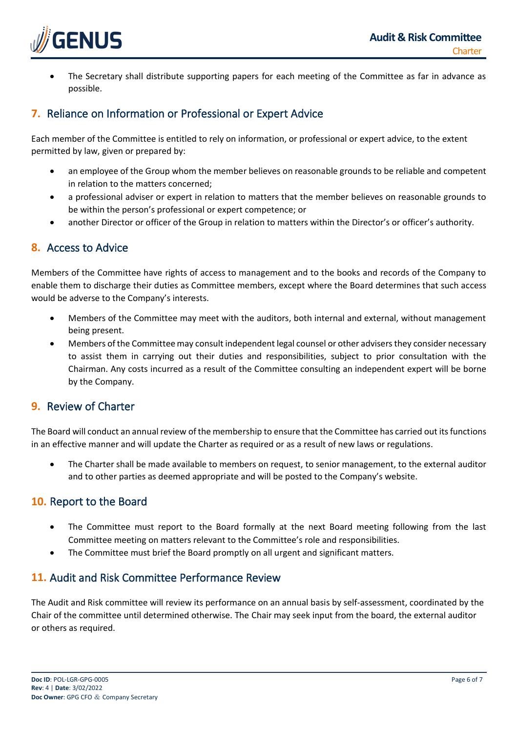- The Secretary shall distribute supporting papers for each meeting of the Committee as far in advance as possible.

## 7. Reliance on Information or Professional or Expert Advice

Each member of the Committee is entitled to rely on information, or professional or expert advice, to the extent permitted by law, given or prepared by:

- an employee of the Group whom the member believes on reasonable grounds to be reliable and competent in relation to the matters concerned;
- a professional adviser or expert in relation to matters that the member believes on reasonable grounds to be within the person's professional or expert competence; or
- another Director or officer of the Group in relation to matters within the Director's or officer's authority.

## 8. Access to Advice

Members of the Committee have rights of access to management and to the books and records of the Company to enable them to discharge their duties as Committee members, except where the Board determines that such access would be adverse to the Company's interests.

- Members of the Committee may meet with the auditors, both internal and external, without management being present.
- Members of the Committee may consult independent legal counsel or other advisers they consider necessary to assist them in carrying out their duties and responsibilities, subject to prior consultation with the Chairman. Any costs incurred as a result of the Committee consulting an independent expert will be borne by the Company.

## 9. Review of Charter

The Board will conduct an annual review of the membership to ensure that the Committee has carried out its functions in an effective manner and will update the Charter as required or as a result of new laws or regulations.

- The Charter shall be made available to members on request, to senior management, to the external auditor and to other parties as deemed appropriate and will be posted to the Company's website.

## 10. Report to the Board

- The Committee must report to the Board formally at the next Board meeting following from the last Committee meeting on matters relevant to the Committee's role and responsibilities.
- The Committee must brief the Board promptly on all urgent and significant matters.

## 11. Audit and Risk Committee Performance Review

The Audit and Risk committee will review its performance on an annual basis by self-assessment, coordinated by the Chair of the committee until determined otherwise. The Chair may seek input from the board, the external auditor or others as required.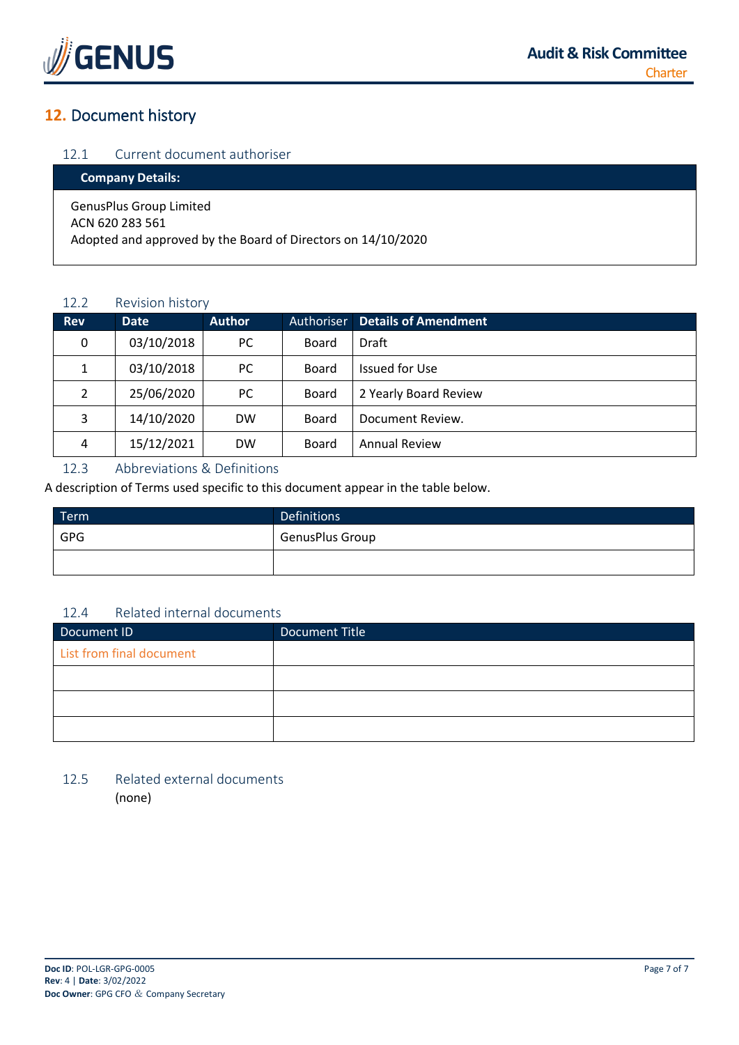## 12. Document history

### 12.1 Current document authoriser

| Company Details: |
|---|
| GenusPlus Group Limited<br>ACN 620 283 561<br>Adopted and approved by the Board of Directors on 14/10/2020 |

### 12.2 Revision history

| Rev | Date | Author | Authoriser | Details of Amendment |
|---|---|---|---|---|
| 0 | 03/10/2018 | PC | Board | Draft |
| 1 | 03/10/2018 | PC | Board | Issued for Use |
| 2 | 25/06/2020 | PC | Board | 2 Yearly Board Review |
| 3 | 14/10/2020 | DW | Board | Document Review. |
| 4 | 15/12/2021 | DW | Board | Annual Review |

### 12.3 Abbreviations & Definitions

A description of Terms used specific to this document appear in the table below.

| Term | Definitions |
|---|---|
| GPG | GenusPlus Group |
| | |

### 12.4 Related internal documents

| Document ID | Document Title |
|---|---|
| List from final document | |
| | |
| | |
| | |

### 12.5 Related external documents

(none)